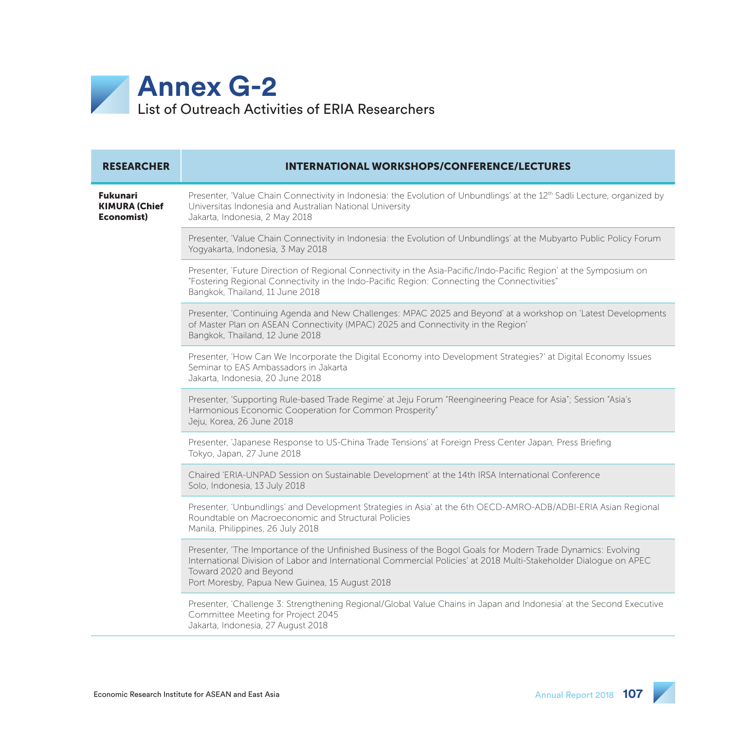# Annex G-2

## List of Outreach Activities of ERIA Researchers

| RESEARCHER | INTERNATIONAL WORKSHOPS/CONFERENCE/LECTURES |
|---|---|
| **Fukunari KIMURA (Chief Economist)** | Presenter, 'Value Chain Connectivity in Indonesia: the Evolution of Unbundlings' at the 12th Sadli Lecture, organized by Universitas Indonesia and Australian National University<br>Jakarta, Indonesia, 2 May 2018 |
| | Presenter, 'Value Chain Connectivity in Indonesia: the Evolution of Unbundlings' at the Mubyarto Public Policy Forum<br>Yogyakarta, Indonesia, 3 May 2018 |
| | Presenter, 'Future Direction of Regional Connectivity in the Asia-Pacific/Indo-Pacific Region' at the Symposium on "Fostering Regional Connectivity in the Indo-Pacific Region: Connecting the Connectivities"<br>Bangkok, Thailand, 11 June 2018 |
| | Presenter, 'Continuing Agenda and New Challenges: MPAC 2025 and Beyond' at a workshop on 'Latest Developments of Master Plan on ASEAN Connectivity (MPAC) 2025 and Connectivity in the Region'<br>Bangkok, Thailand, 12 June 2018 |
| | Presenter, 'How Can We Incorporate the Digital Economy into Development Strategies?' at Digital Economy Issues Seminar to EAS Ambassadors in Jakarta<br>Jakarta, Indonesia, 20 June 2018 |
| | Presenter, 'Supporting Rule-based Trade Regime' at Jeju Forum "Reengineering Peace for Asia"; Session "Asia's Harmonious Economic Cooperation for Common Prosperity"<br>Jeju, Korea, 26 June 2018 |
| | Presenter, 'Japanese Response to US-China Trade Tensions' at Foreign Press Center Japan, Press Briefing<br>Tokyo, Japan, 27 June 2018 |
| | Chaired 'ERIA-UNPAD Session on Sustainable Development' at the 14th IRSA International Conference<br>Solo, Indonesia, 13 July 2018 |
| | Presenter, 'Unbundlings' and Development Strategies in Asia' at the 6th OECD-AMRO-ADB/ADBI-ERIA Asian Regional Roundtable on Macroeconomic and Structural Policies<br>Manila, Philippines, 26 July 2018 |
| | Presenter, 'The Importance of the Unfinished Business of the Bogol Goals for Modern Trade Dynamics: Evolving International Division of Labor and International Commercial Policies' at 2018 Multi-Stakeholder Dialogue on APEC Toward 2020 and Beyond<br>Port Moresby, Papua New Guinea, 15 August 2018 |
| | Presenter, 'Challenge 3: Strengthening Regional/Global Value Chains in Japan and Indonesia' at the Second Executive Committee Meeting for Project 2045<br>Jakarta, Indonesia, 27 August 2018 |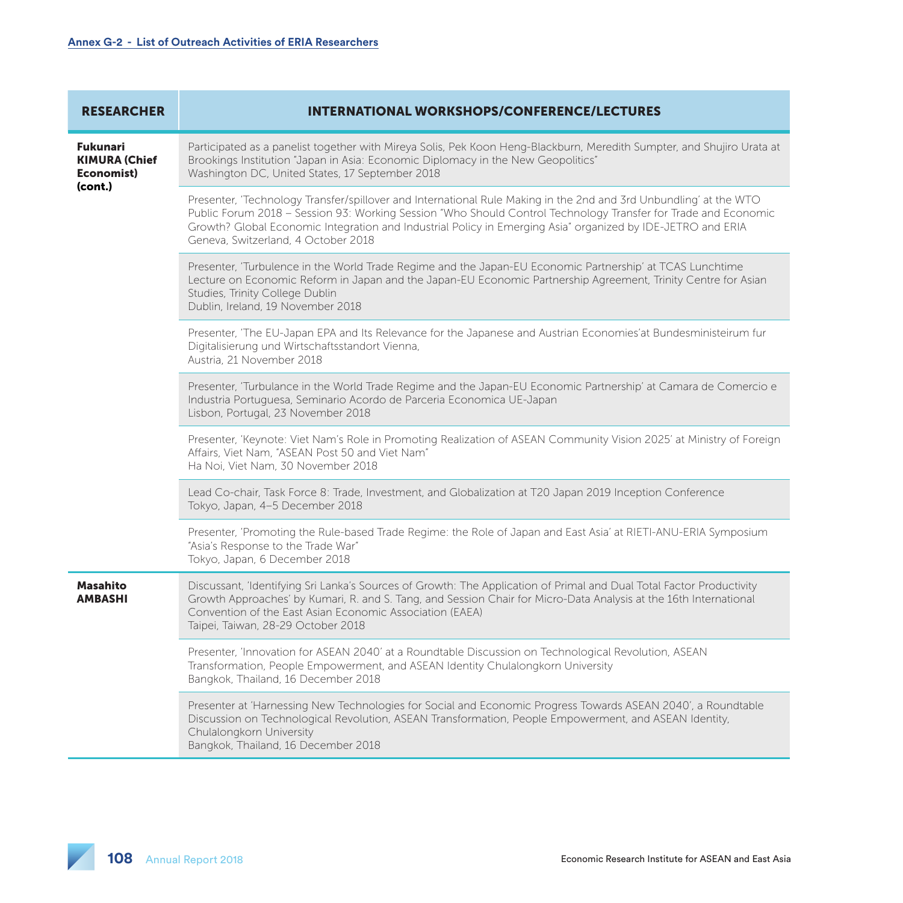**Annex G-2 - List of Outreach Activities of ERIA Researchers**

| RESEARCHER | INTERNATIONAL WORKSHOPS/CONFERENCE/LECTURES |
| --- | --- |
| **Fukunari KIMURA (Chief Economist) (cont.)** | Participated as a panelist together with Mireya Solis, Pek Koon Heng-Blackburn, Meredith Sumpter, and Shujiro Urata at Brookings Institution "Japan in Asia: Economic Diplomacy in the New Geopolitics"<br>Washington DC, United States, 17 September 2018 |
| | Presenter, 'Technology Transfer/spillover and International Rule Making in the 2nd and 3rd Unbundling' at the WTO Public Forum 2018 – Session 93: Working Session "Who Should Control Technology Transfer for Trade and Economic Growth? Global Economic Integration and Industrial Policy in Emerging Asia" organized by IDE-JETRO and ERIA<br>Geneva, Switzerland, 4 October 2018 |
| | Presenter, 'Turbulence in the World Trade Regime and the Japan-EU Economic Partnership' at TCAS Lunchtime Lecture on Economic Reform in Japan and the Japan-EU Economic Partnership Agreement, Trinity Centre for Asian Studies, Trinity College Dublin<br>Dublin, Ireland, 19 November 2018 |
| | Presenter, 'The EU-Japan EPA and Its Relevance for the Japanese and Austrian Economies'at Bundesministeirum fur Digitalisierung und Wirtschaftsstandort Vienna,<br>Austria, 21 November 2018 |
| | Presenter, 'Turbulance in the World Trade Regime and the Japan-EU Economic Partnership' at Camara de Comercio e Industria Portuguesa, Seminario Acordo de Parceria Economica UE-Japan<br>Lisbon, Portugal, 23 November 2018 |
| | Presenter, 'Keynote: Viet Nam's Role in Promoting Realization of ASEAN Community Vision 2025' at Ministry of Foreign Affairs, Viet Nam, "ASEAN Post 50 and Viet Nam"<br>Ha Noi, Viet Nam, 30 November 2018 |
| | Lead Co-chair, Task Force 8: Trade, Investment, and Globalization at T20 Japan 2019 Inception Conference<br>Tokyo, Japan, 4–5 December 2018 |
| | Presenter, 'Promoting the Rule-based Trade Regime: the Role of Japan and East Asia' at RIETI-ANU-ERIA Symposium "Asia's Response to the Trade War"<br>Tokyo, Japan, 6 December 2018 |
| **Masahito AMBASHI** | Discussant, 'Identifying Sri Lanka's Sources of Growth: The Application of Primal and Dual Total Factor Productivity Growth Approaches' by Kumari, R. and S. Tang, and Session Chair for Micro-Data Analysis at the 16th International Convention of the East Asian Economic Association (EAEA)<br>Taipei, Taiwan, 28-29 October 2018 |
| | Presenter, 'Innovation for ASEAN 2040' at a Roundtable Discussion on Technological Revolution, ASEAN Transformation, People Empowerment, and ASEAN Identity Chulalongkorn University<br>Bangkok, Thailand, 16 December 2018 |
| | Presenter at 'Harnessing New Technologies for Social and Economic Progress Towards ASEAN 2040', a Roundtable Discussion on Technological Revolution, ASEAN Transformation, People Empowerment, and ASEAN Identity, Chulalongkorn University<br>Bangkok, Thailand, 16 December 2018 |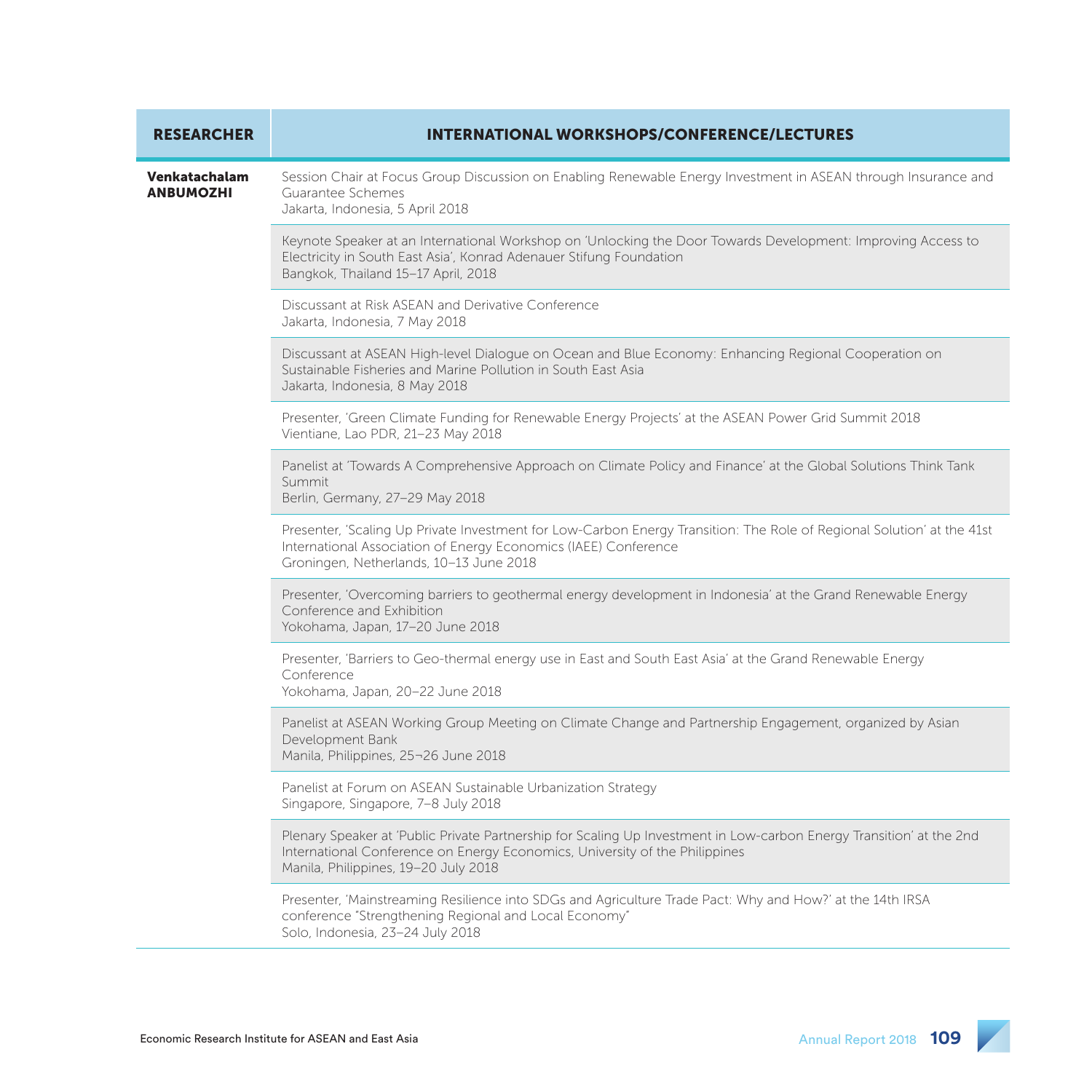| RESEARCHER | INTERNATIONAL WORKSHOPS/CONFERENCE/LECTURES |
|---|---|
| **Venkatachalam ANBUMOZHI** | Session Chair at Focus Group Discussion on Enabling Renewable Energy Investment in ASEAN through Insurance and Guarantee Schemes<br>Jakarta, Indonesia, 5 April 2018 |
| | Keynote Speaker at an International Workshop on 'Unlocking the Door Towards Development: Improving Access to Electricity in South East Asia', Konrad Adenauer Stifung Foundation<br>Bangkok, Thailand 15–17 April, 2018 |
| | Discussant at Risk ASEAN and Derivative Conference<br>Jakarta, Indonesia, 7 May 2018 |
| | Discussant at ASEAN High-level Dialogue on Ocean and Blue Economy: Enhancing Regional Cooperation on Sustainable Fisheries and Marine Pollution in South East Asia<br>Jakarta, Indonesia, 8 May 2018 |
| | Presenter, 'Green Climate Funding for Renewable Energy Projects' at the ASEAN Power Grid Summit 2018<br>Vientiane, Lao PDR, 21–23 May 2018 |
| | Panelist at 'Towards A Comprehensive Approach on Climate Policy and Finance' at the Global Solutions Think Tank Summit<br>Berlin, Germany, 27–29 May 2018 |
| | Presenter, 'Scaling Up Private Investment for Low-Carbon Energy Transition: The Role of Regional Solution' at the 41st International Association of Energy Economics (IAEE) Conference<br>Groningen, Netherlands, 10–13 June 2018 |
| | Presenter, 'Overcoming barriers to geothermal energy development in Indonesia' at the Grand Renewable Energy Conference and Exhibition<br>Yokohama, Japan, 17–20 June 2018 |
| | Presenter, 'Barriers to Geo-thermal energy use in East and South East Asia' at the Grand Renewable Energy Conference<br>Yokohama, Japan, 20–22 June 2018 |
| | Panelist at ASEAN Working Group Meeting on Climate Change and Partnership Engagement, organized by Asian Development Bank<br>Manila, Philippines, 25¬26 June 2018 |
| | Panelist at Forum on ASEAN Sustainable Urbanization Strategy<br>Singapore, Singapore, 7–8 July 2018 |
| | Plenary Speaker at 'Public Private Partnership for Scaling Up Investment in Low-carbon Energy Transition' at the 2nd International Conference on Energy Economics, University of the Philippines<br>Manila, Philippines, 19–20 July 2018 |
| | Presenter, 'Mainstreaming Resilience into SDGs and Agriculture Trade Pact: Why and How?' at the 14th IRSA conference "Strengthening Regional and Local Economy"<br>Solo, Indonesia, 23–24 July 2018 |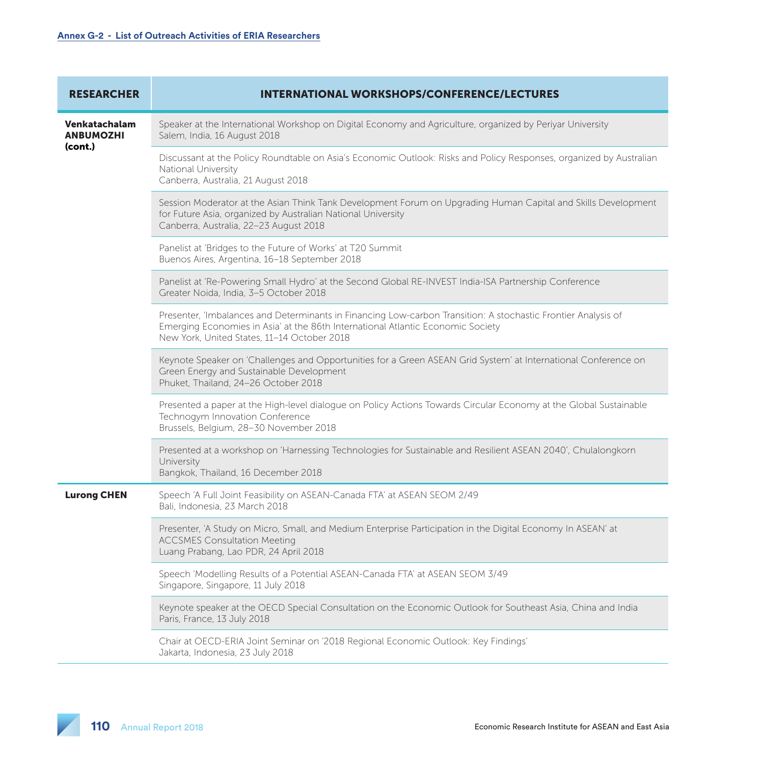**Annex G-2 - List of Outreach Activities of ERIA Researchers**

| RESEARCHER | INTERNATIONAL WORKSHOPS/CONFERENCE/LECTURES |
|---|---|
| **Venkatachalam ANBUMOZHI (cont.)** | Speaker at the International Workshop on Digital Economy and Agriculture, organized by Periyar University<br>Salem, India, 16 August 2018 |
| | Discussant at the Policy Roundtable on Asia's Economic Outlook: Risks and Policy Responses, organized by Australian National University<br>Canberra, Australia, 21 August 2018 |
| | Session Moderator at the Asian Think Tank Development Forum on Upgrading Human Capital and Skills Development for Future Asia, organized by Australian National University<br>Canberra, Australia, 22–23 August 2018 |
| | Panelist at 'Bridges to the Future of Works' at T20 Summit<br>Buenos Aires, Argentina, 16–18 September 2018 |
| | Panelist at 'Re-Powering Small Hydro' at the Second Global RE-INVEST India-ISA Partnership Conference<br>Greater Noida, India, 3–5 October 2018 |
| | Presenter, 'Imbalances and Determinants in Financing Low-carbon Transition: A stochastic Frontier Analysis of Emerging Economies in Asia' at the 86th International Atlantic Economic Society<br>New York, United States, 11–14 October 2018 |
| | Keynote Speaker on 'Challenges and Opportunities for a Green ASEAN Grid System' at International Conference on Green Energy and Sustainable Development<br>Phuket, Thailand, 24–26 October 2018 |
| | Presented a paper at the High-level dialogue on Policy Actions Towards Circular Economy at the Global Sustainable Technogym Innovation Conference<br>Brussels, Belgium, 28–30 November 2018 |
| | Presented at a workshop on 'Harnessing Technologies for Sustainable and Resilient ASEAN 2040', Chulalongkorn University<br>Bangkok, Thailand, 16 December 2018 |
| **Lurong CHEN** | Speech 'A Full Joint Feasibility on ASEAN-Canada FTA' at ASEAN SEOM 2/49<br>Bali, Indonesia, 23 March 2018 |
| | Presenter, 'A Study on Micro, Small, and Medium Enterprise Participation in the Digital Economy In ASEAN' at ACCSMES Consultation Meeting<br>Luang Prabang, Lao PDR, 24 April 2018 |
| | Speech 'Modelling Results of a Potential ASEAN-Canada FTA' at ASEAN SEOM 3/49<br>Singapore, Singapore, 11 July 2018 |
| | Keynote speaker at the OECD Special Consultation on the Economic Outlook for Southeast Asia, China and India<br>Paris, France, 13 July 2018 |
| | Chair at OECD-ERIA Joint Seminar on '2018 Regional Economic Outlook: Key Findings'<br>Jakarta, Indonesia, 23 July 2018 |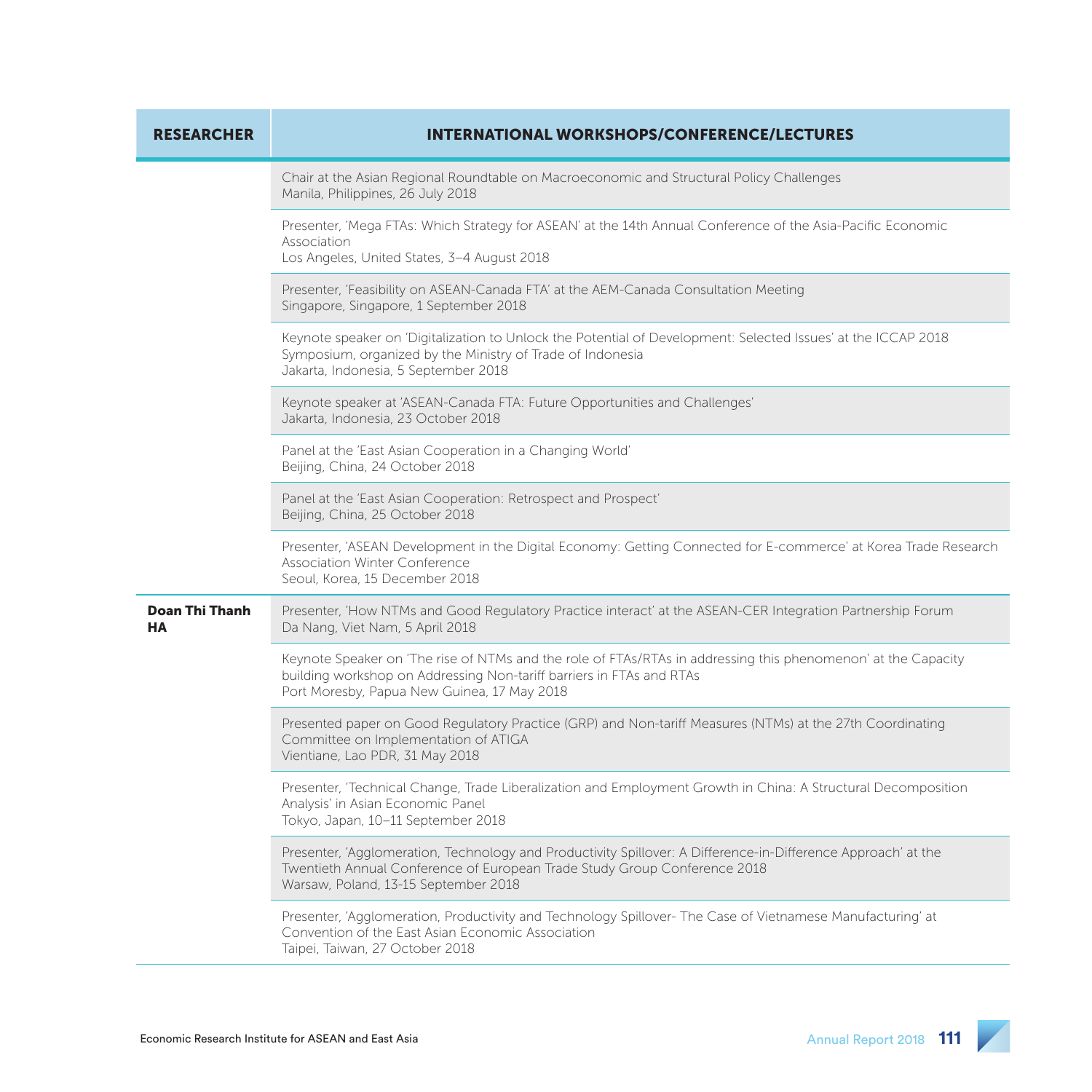| RESEARCHER | INTERNATIONAL WORKSHOPS/CONFERENCE/LECTURES |
|---|---|
| | Chair at the Asian Regional Roundtable on Macroeconomic and Structural Policy Challenges<br>Manila, Philippines, 26 July 2018 |
| | Presenter, 'Mega FTAs: Which Strategy for ASEAN' at the 14th Annual Conference of the Asia-Pacific Economic Association<br>Los Angeles, United States, 3–4 August 2018 |
| | Presenter, 'Feasibility on ASEAN-Canada FTA' at the AEM-Canada Consultation Meeting<br>Singapore, Singapore, 1 September 2018 |
| | Keynote speaker on 'Digitalization to Unlock the Potential of Development: Selected Issues' at the ICCAP 2018 Symposium, organized by the Ministry of Trade of Indonesia<br>Jakarta, Indonesia, 5 September 2018 |
| | Keynote speaker at 'ASEAN-Canada FTA: Future Opportunities and Challenges'<br>Jakarta, Indonesia, 23 October 2018 |
| | Panel at the 'East Asian Cooperation in a Changing World'<br>Beijing, China, 24 October 2018 |
| | Panel at the 'East Asian Cooperation: Retrospect and Prospect'<br>Beijing, China, 25 October 2018 |
| | Presenter, 'ASEAN Development in the Digital Economy: Getting Connected for E-commerce' at Korea Trade Research Association Winter Conference<br>Seoul, Korea, 15 December 2018 |
| **Doan Thi Thanh HA** | Presenter, 'How NTMs and Good Regulatory Practice interact' at the ASEAN-CER Integration Partnership Forum<br>Da Nang, Viet Nam, 5 April 2018 |
| | Keynote Speaker on 'The rise of NTMs and the role of FTAs/RTAs in addressing this phenomenon' at the Capacity building workshop on Addressing Non-tariff barriers in FTAs and RTAs<br>Port Moresby, Papua New Guinea, 17 May 2018 |
| | Presented paper on Good Regulatory Practice (GRP) and Non-tariff Measures (NTMs) at the 27th Coordinating Committee on Implementation of ATIGA<br>Vientiane, Lao PDR, 31 May 2018 |
| | Presenter, 'Technical Change, Trade Liberalization and Employment Growth in China: A Structural Decomposition Analysis' in Asian Economic Panel<br>Tokyo, Japan, 10–11 September 2018 |
| | Presenter, 'Agglomeration, Technology and Productivity Spillover: A Difference-in-Difference Approach' at the Twentieth Annual Conference of European Trade Study Group Conference 2018<br>Warsaw, Poland, 13-15 September 2018 |
| | Presenter, 'Agglomeration, Productivity and Technology Spillover- The Case of Vietnamese Manufacturing' at Convention of the East Asian Economic Association<br>Taipei, Taiwan, 27 October 2018 |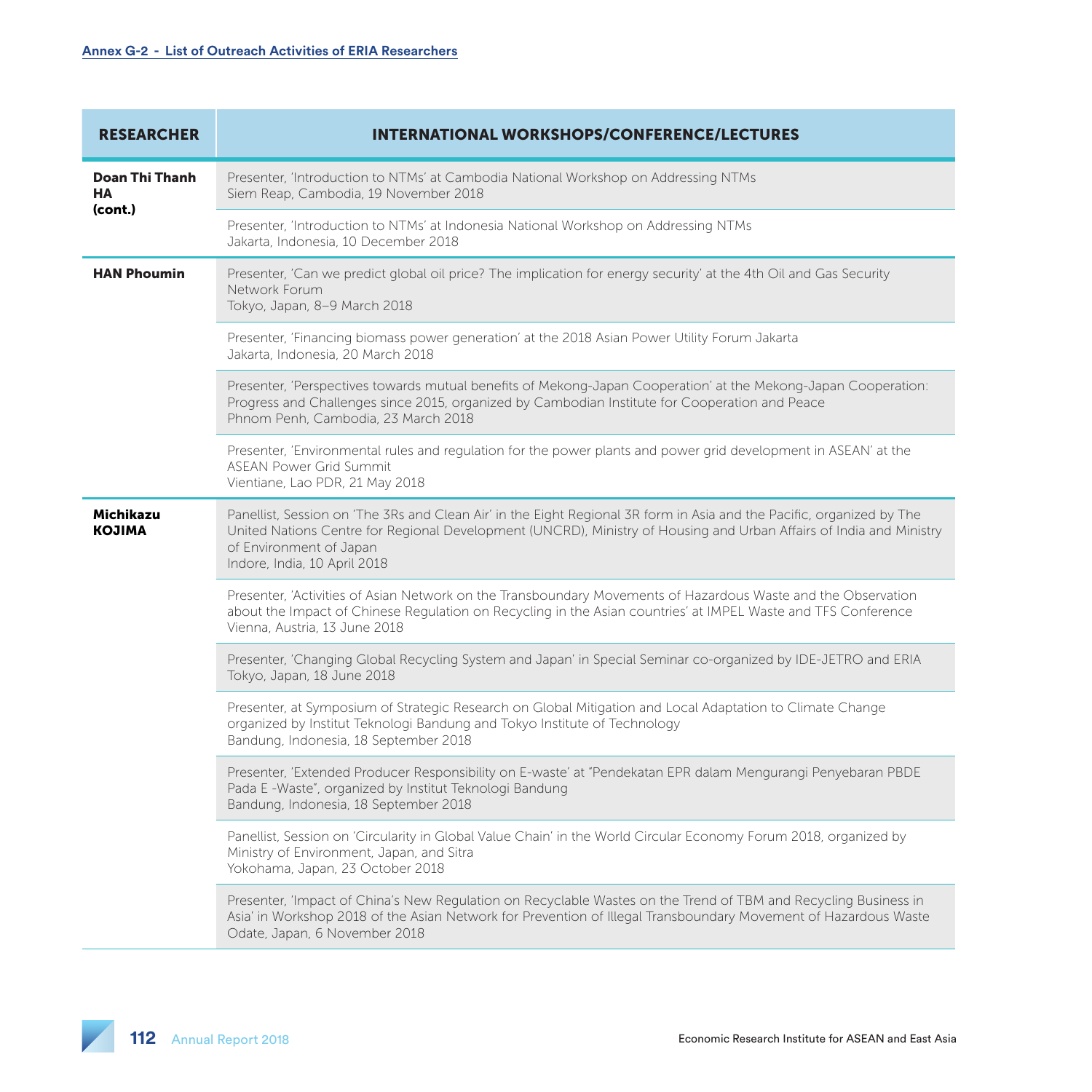**Annex G-2 - List of Outreach Activities of ERIA Researchers**

| RESEARCHER | INTERNATIONAL WORKSHOPS/CONFERENCE/LECTURES |
|---|---|
| **Doan Thi Thanh HA (cont.)** | Presenter, 'Introduction to NTMs' at Cambodia National Workshop on Addressing NTMs<br>Siem Reap, Cambodia, 19 November 2018 |
| | Presenter, 'Introduction to NTMs' at Indonesia National Workshop on Addressing NTMs<br>Jakarta, Indonesia, 10 December 2018 |
| **HAN Phoumin** | Presenter, 'Can we predict global oil price? The implication for energy security' at the 4th Oil and Gas Security Network Forum<br>Tokyo, Japan, 8–9 March 2018 |
| | Presenter, 'Financing biomass power generation' at the 2018 Asian Power Utility Forum Jakarta<br>Jakarta, Indonesia, 20 March 2018 |
| | Presenter, 'Perspectives towards mutual benefits of Mekong-Japan Cooperation' at the Mekong-Japan Cooperation: Progress and Challenges since 2015, organized by Cambodian Institute for Cooperation and Peace<br>Phnom Penh, Cambodia, 23 March 2018 |
| | Presenter, 'Environmental rules and regulation for the power plants and power grid development in ASEAN' at the ASEAN Power Grid Summit<br>Vientiane, Lao PDR, 21 May 2018 |
| **Michikazu KOJIMA** | Panellist, Session on 'The 3Rs and Clean Air' in the Eight Regional 3R form in Asia and the Pacific, organized by The United Nations Centre for Regional Development (UNCRD), Ministry of Housing and Urban Affairs of India and Ministry of Environment of Japan<br>Indore, India, 10 April 2018 |
| | Presenter, 'Activities of Asian Network on the Transboundary Movements of Hazardous Waste and the Observation about the Impact of Chinese Regulation on Recycling in the Asian countries' at IMPEL Waste and TFS Conference<br>Vienna, Austria, 13 June 2018 |
| | Presenter, 'Changing Global Recycling System and Japan' in Special Seminar co-organized by IDE-JETRO and ERIA<br>Tokyo, Japan, 18 June 2018 |
| | Presenter, at Symposium of Strategic Research on Global Mitigation and Local Adaptation to Climate Change organized by Institut Teknologi Bandung and Tokyo Institute of Technology<br>Bandung, Indonesia, 18 September 2018 |
| | Presenter, 'Extended Producer Responsibility on E-waste' at "Pendekatan EPR dalam Mengurangi Penyebaran PBDE Pada E -Waste", organized by Institut Teknologi Bandung<br>Bandung, Indonesia, 18 September 2018 |
| | Panellist, Session on 'Circularity in Global Value Chain' in the World Circular Economy Forum 2018, organized by Ministry of Environment, Japan, and Sitra<br>Yokohama, Japan, 23 October 2018 |
| | Presenter, 'Impact of China's New Regulation on Recyclable Wastes on the Trend of TBM and Recycling Business in Asia' in Workshop 2018 of the Asian Network for Prevention of Illegal Transboundary Movement of Hazardous Waste<br>Odate, Japan, 6 November 2018 |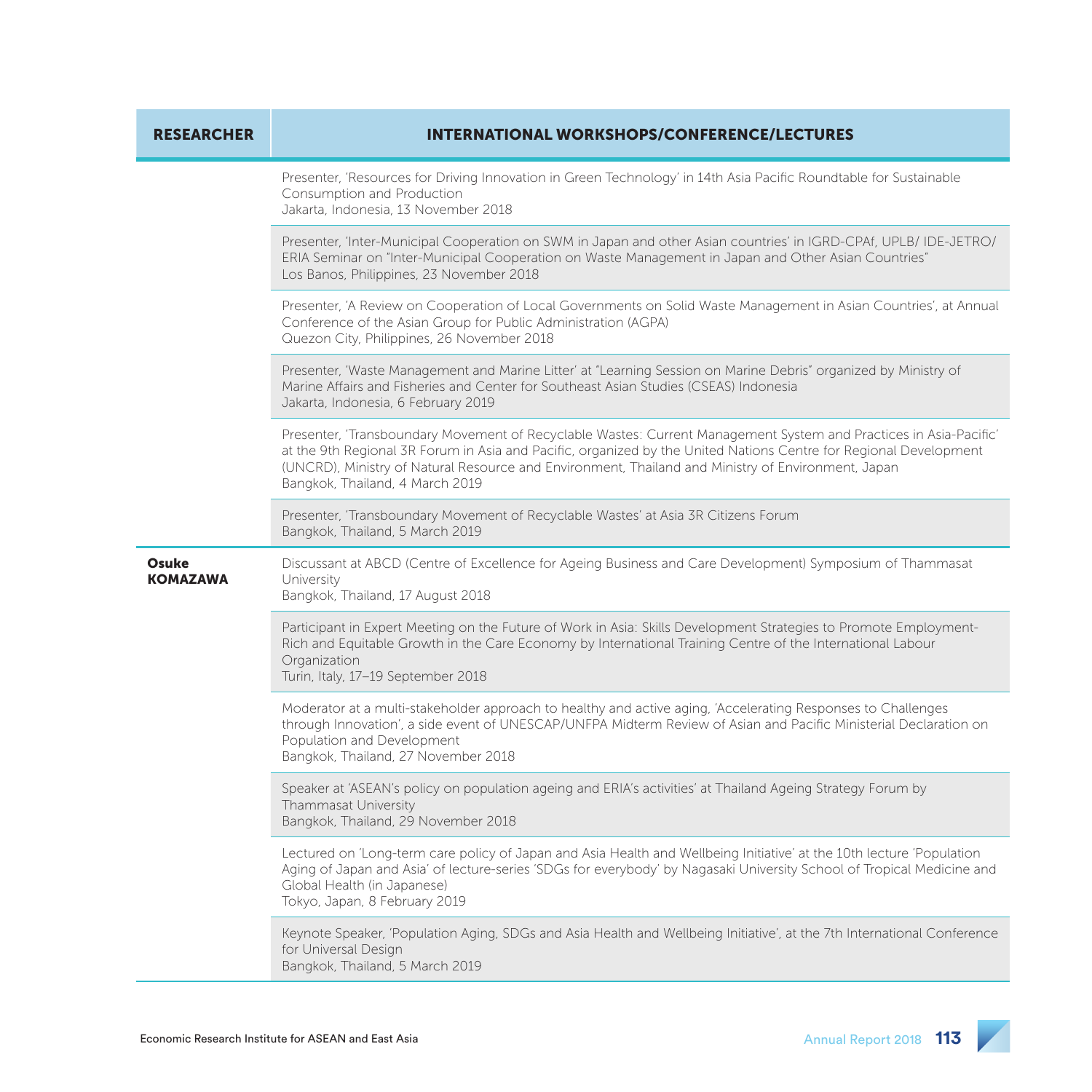| RESEARCHER | INTERNATIONAL WORKSHOPS/CONFERENCE/LECTURES |
|---|---|
| | Presenter, 'Resources for Driving Innovation in Green Technology' in 14th Asia Pacific Roundtable for Sustainable Consumption and Production<br>Jakarta, Indonesia, 13 November 2018 |
| | Presenter, 'Inter-Municipal Cooperation on SWM in Japan and other Asian countries' in IGRD-CPAf, UPLB/ IDE-JETRO/ ERIA Seminar on "Inter-Municipal Cooperation on Waste Management in Japan and Other Asian Countries"<br>Los Banos, Philippines, 23 November 2018 |
| | Presenter, 'A Review on Cooperation of Local Governments on Solid Waste Management in Asian Countries', at Annual Conference of the Asian Group for Public Administration (AGPA)<br>Quezon City, Philippines, 26 November 2018 |
| | Presenter, 'Waste Management and Marine Litter' at "Learning Session on Marine Debris" organized by Ministry of Marine Affairs and Fisheries and Center for Southeast Asian Studies (CSEAS) Indonesia<br>Jakarta, Indonesia, 6 February 2019 |
| | Presenter, 'Transboundary Movement of Recyclable Wastes: Current Management System and Practices in Asia-Pacific' at the 9th Regional 3R Forum in Asia and Pacific, organized by the United Nations Centre for Regional Development (UNCRD), Ministry of Natural Resource and Environment, Thailand and Ministry of Environment, Japan<br>Bangkok, Thailand, 4 March 2019 |
| | Presenter, 'Transboundary Movement of Recyclable Wastes' at Asia 3R Citizens Forum<br>Bangkok, Thailand, 5 March 2019 |
| **Osuke KOMAZAWA** | Discussant at ABCD (Centre of Excellence for Ageing Business and Care Development) Symposium of Thammasat University<br>Bangkok, Thailand, 17 August 2018 |
| | Participant in Expert Meeting on the Future of Work in Asia: Skills Development Strategies to Promote Employment-Rich and Equitable Growth in the Care Economy by International Training Centre of the International Labour Organization<br>Turin, Italy, 17–19 September 2018 |
| | Moderator at a multi-stakeholder approach to healthy and active aging, 'Accelerating Responses to Challenges through Innovation', a side event of UNESCAP/UNFPA Midterm Review of Asian and Pacific Ministerial Declaration on Population and Development<br>Bangkok, Thailand, 27 November 2018 |
| | Speaker at 'ASEAN's policy on population ageing and ERIA's activities' at Thailand Ageing Strategy Forum by Thammasat University<br>Bangkok, Thailand, 29 November 2018 |
| | Lectured on 'Long-term care policy of Japan and Asia Health and Wellbeing Initiative' at the 10th lecture 'Population Aging of Japan and Asia' of lecture-series 'SDGs for everybody' by Nagasaki University School of Tropical Medicine and Global Health (in Japanese)<br>Tokyo, Japan, 8 February 2019 |
| | Keynote Speaker, 'Population Aging, SDGs and Asia Health and Wellbeing Initiative', at the 7th International Conference for Universal Design<br>Bangkok, Thailand, 5 March 2019 |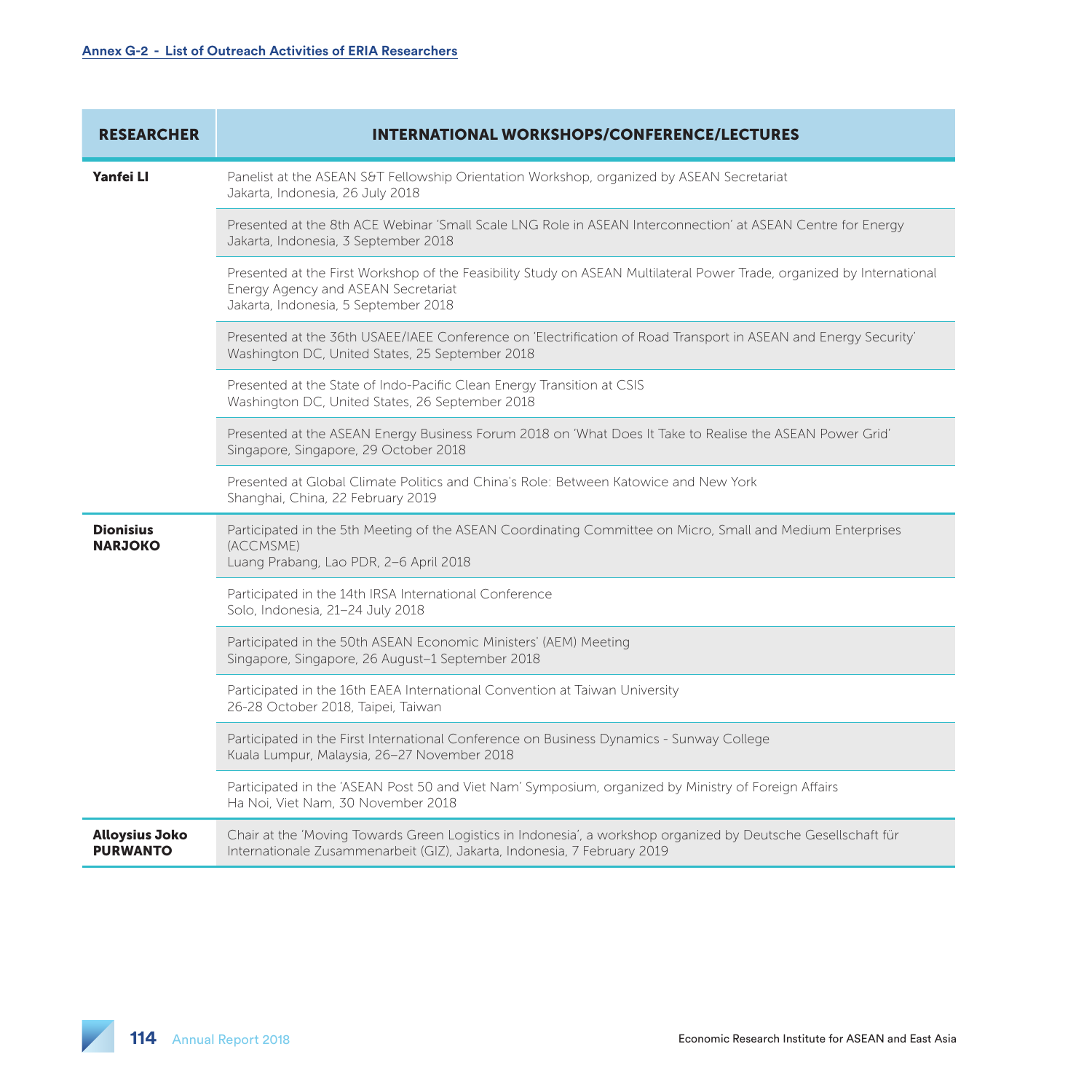Annex G-2 - List of Outreach Activities of ERIA Researchers

| RESEARCHER | INTERNATIONAL WORKSHOPS/CONFERENCE/LECTURES |
|---|---|
| **Yanfei LI** | Panelist at the ASEAN S&T Fellowship Orientation Workshop, organized by ASEAN Secretariat<br>Jakarta, Indonesia, 26 July 2018 |
| | Presented at the 8th ACE Webinar 'Small Scale LNG Role in ASEAN Interconnection' at ASEAN Centre for Energy<br>Jakarta, Indonesia, 3 September 2018 |
| | Presented at the First Workshop of the Feasibility Study on ASEAN Multilateral Power Trade, organized by International Energy Agency and ASEAN Secretariat<br>Jakarta, Indonesia, 5 September 2018 |
| | Presented at the 36th USAEE/IAEE Conference on 'Electrification of Road Transport in ASEAN and Energy Security'<br>Washington DC, United States, 25 September 2018 |
| | Presented at the State of Indo-Pacific Clean Energy Transition at CSIS<br>Washington DC, United States, 26 September 2018 |
| | Presented at the ASEAN Energy Business Forum 2018 on 'What Does It Take to Realise the ASEAN Power Grid'<br>Singapore, Singapore, 29 October 2018 |
| | Presented at Global Climate Politics and China's Role: Between Katowice and New York<br>Shanghai, China, 22 February 2019 |
| **Dionisius NARJOKO** | Participated in the 5th Meeting of the ASEAN Coordinating Committee on Micro, Small and Medium Enterprises (ACCMSME)<br>Luang Prabang, Lao PDR, 2–6 April 2018 |
| | Participated in the 14th IRSA International Conference<br>Solo, Indonesia, 21–24 July 2018 |
| | Participated in the 50th ASEAN Economic Ministers' (AEM) Meeting<br>Singapore, Singapore, 26 August–1 September 2018 |
| | Participated in the 16th EAEA International Convention at Taiwan University<br>26-28 October 2018, Taipei, Taiwan |
| | Participated in the First International Conference on Business Dynamics - Sunway College<br>Kuala Lumpur, Malaysia, 26–27 November 2018 |
| | Participated in the 'ASEAN Post 50 and Viet Nam' Symposium, organized by Ministry of Foreign Affairs<br>Ha Noi, Viet Nam, 30 November 2018 |
| **Alloysius Joko PURWANTO** | Chair at the 'Moving Towards Green Logistics in Indonesia', a workshop organized by Deutsche Gesellschaft für Internationale Zusammenarbeit (GIZ), Jakarta, Indonesia, 7 February 2019 |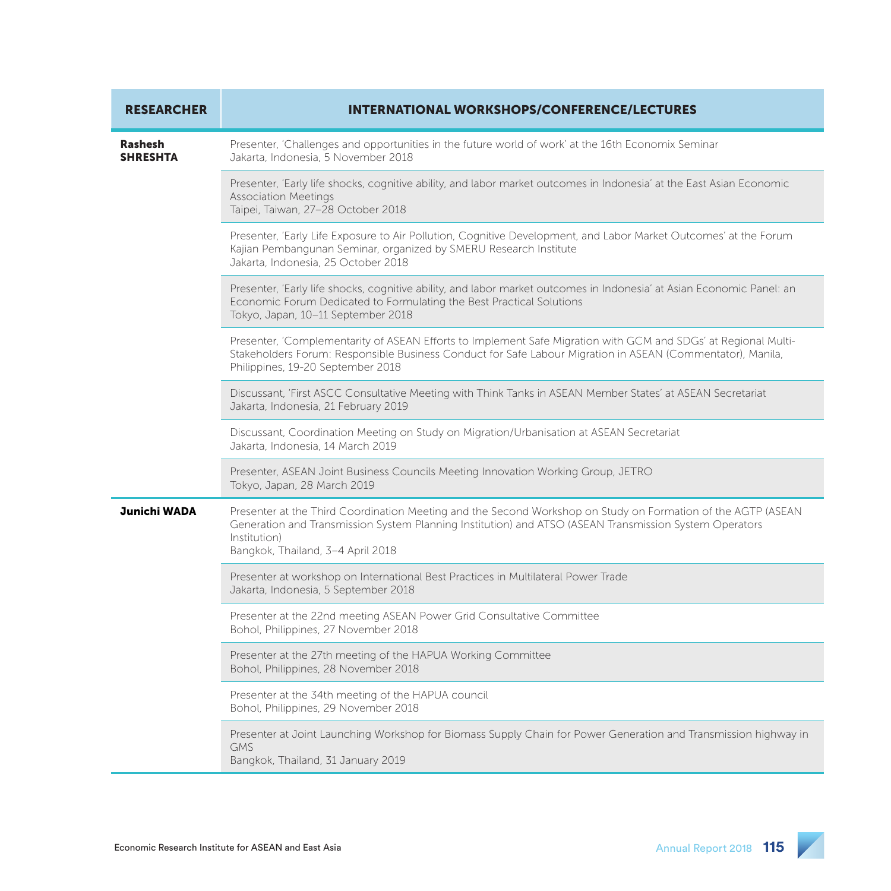| RESEARCHER | INTERNATIONAL WORKSHOPS/CONFERENCE/LECTURES |
|---|---|
| **Rashesh SHRESHTA** | Presenter, 'Challenges and opportunities in the future world of work' at the 16th Economix Seminar<br>Jakarta, Indonesia, 5 November 2018 |
| | Presenter, 'Early life shocks, cognitive ability, and labor market outcomes in Indonesia' at the East Asian Economic Association Meetings<br>Taipei, Taiwan, 27–28 October 2018 |
| | Presenter, 'Early Life Exposure to Air Pollution, Cognitive Development, and Labor Market Outcomes' at the Forum Kajian Pembangunan Seminar, organized by SMERU Research Institute<br>Jakarta, Indonesia, 25 October 2018 |
| | Presenter, 'Early life shocks, cognitive ability, and labor market outcomes in Indonesia' at Asian Economic Panel: an Economic Forum Dedicated to Formulating the Best Practical Solutions<br>Tokyo, Japan, 10–11 September 2018 |
| | Presenter, 'Complementarity of ASEAN Efforts to Implement Safe Migration with GCM and SDGs' at Regional Multi-Stakeholders Forum: Responsible Business Conduct for Safe Labour Migration in ASEAN (Commentator), Manila, Philippines, 19-20 September 2018 |
| | Discussant, 'First ASCC Consultative Meeting with Think Tanks in ASEAN Member States' at ASEAN Secretariat<br>Jakarta, Indonesia, 21 February 2019 |
| | Discussant, Coordination Meeting on Study on Migration/Urbanisation at ASEAN Secretariat<br>Jakarta, Indonesia, 14 March 2019 |
| | Presenter, ASEAN Joint Business Councils Meeting Innovation Working Group, JETRO<br>Tokyo, Japan, 28 March 2019 |
| **Junichi WADA** | Presenter at the Third Coordination Meeting and the Second Workshop on Study on Formation of the AGTP (ASEAN Generation and Transmission System Planning Institution) and ATSO (ASEAN Transmission System Operators Institution)<br>Bangkok, Thailand, 3–4 April 2018 |
| | Presenter at workshop on International Best Practices in Multilateral Power Trade<br>Jakarta, Indonesia, 5 September 2018 |
| | Presenter at the 22nd meeting ASEAN Power Grid Consultative Committee<br>Bohol, Philippines, 27 November 2018 |
| | Presenter at the 27th meeting of the HAPUA Working Committee<br>Bohol, Philippines, 28 November 2018 |
| | Presenter at the 34th meeting of the HAPUA council<br>Bohol, Philippines, 29 November 2018 |
| | Presenter at Joint Launching Workshop for Biomass Supply Chain for Power Generation and Transmission highway in GMS<br>Bangkok, Thailand, 31 January 2019 |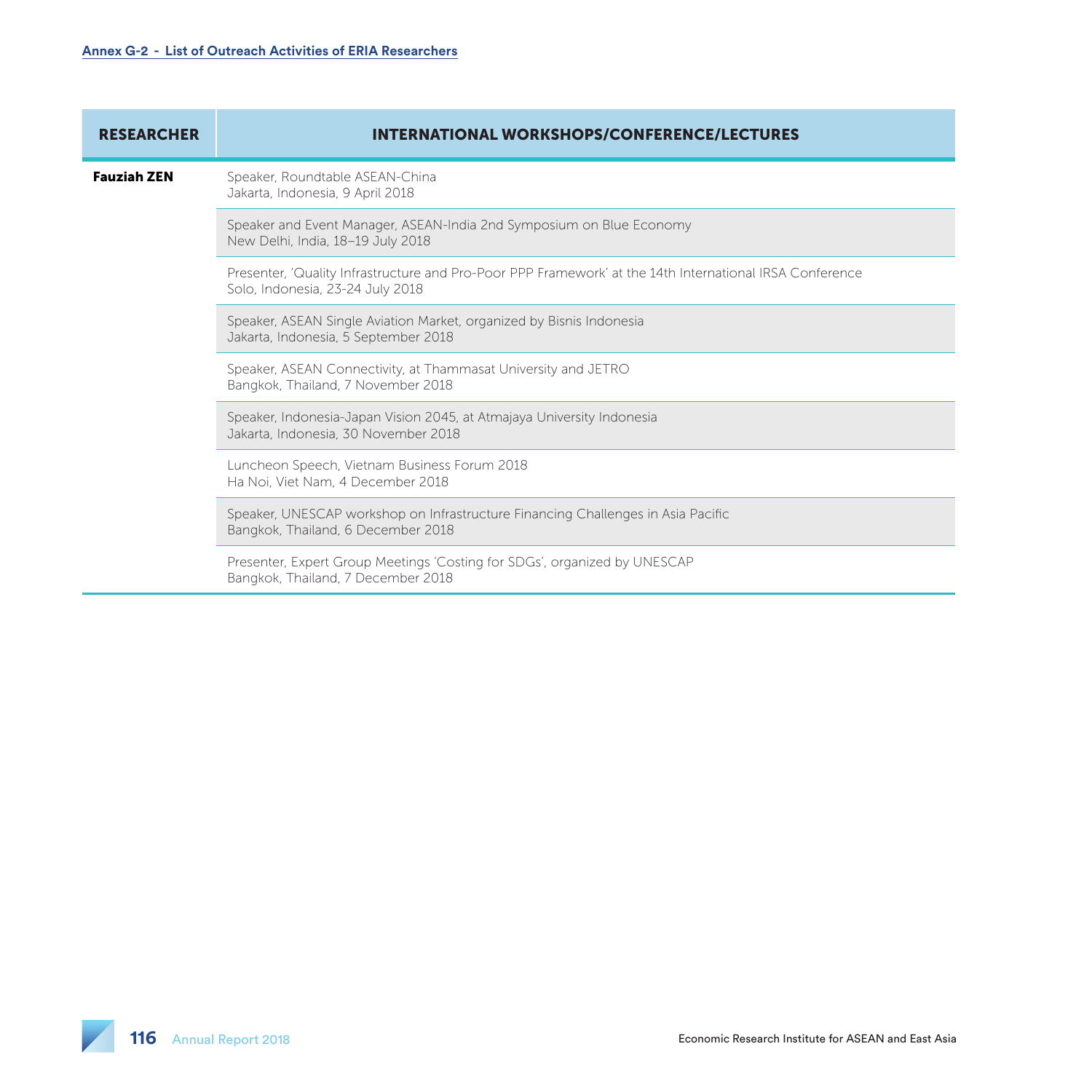**Annex G-2 - List of Outreach Activities of ERIA Researchers**

| RESEARCHER | INTERNATIONAL WORKSHOPS/CONFERENCE/LECTURES |
|---|---|
| **Fauziah ZEN** | Speaker, Roundtable ASEAN-China<br>Jakarta, Indonesia, 9 April 2018 |
| | Speaker and Event Manager, ASEAN-India 2nd Symposium on Blue Economy<br>New Delhi, India, 18–19 July 2018 |
| | Presenter, 'Quality Infrastructure and Pro-Poor PPP Framework' at the 14th International IRSA Conference<br>Solo, Indonesia, 23-24 July 2018 |
| | Speaker, ASEAN Single Aviation Market, organized by Bisnis Indonesia<br>Jakarta, Indonesia, 5 September 2018 |
| | Speaker, ASEAN Connectivity, at Thammasat University and JETRO<br>Bangkok, Thailand, 7 November 2018 |
| | Speaker, Indonesia-Japan Vision 2045, at Atmajaya University Indonesia<br>Jakarta, Indonesia, 30 November 2018 |
| | Luncheon Speech, Vietnam Business Forum 2018<br>Ha Noi, Viet Nam, 4 December 2018 |
| | Speaker, UNESCAP workshop on Infrastructure Financing Challenges in Asia Pacific<br>Bangkok, Thailand, 6 December 2018 |
| | Presenter, Expert Group Meetings 'Costing for SDGs', organized by UNESCAP<br>Bangkok, Thailand, 7 December 2018 |